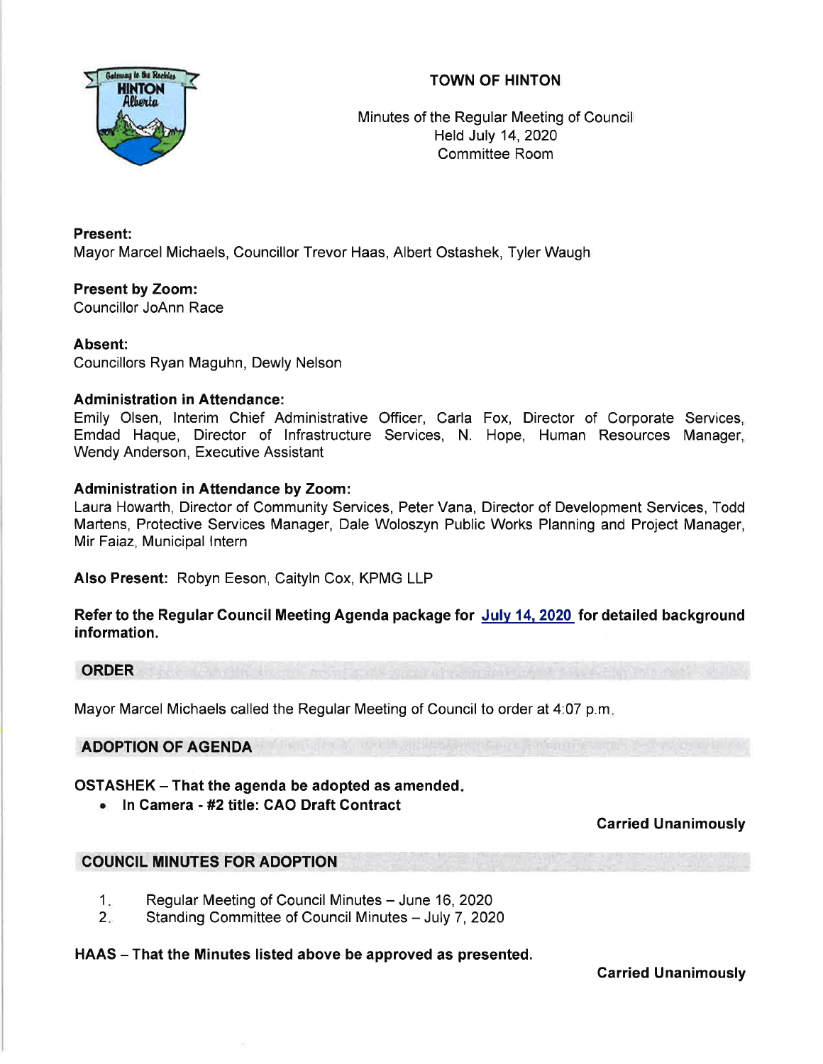# TOWN OF HINTON

Minutes of the Regular Meeting of Council
Held July 14, 2020
Committee Room

**Present:**
Mayor Marcel Michaels, Councillor Trevor Haas, Albert Ostashek, Tyler Waugh

**Present by Zoom:**
Councillor JoAnn Race

**Absent:**
Councillors Ryan Maguhn, Dewly Nelson

**Administration in Attendance:**
Emily Olsen, Interim Chief Administrative Officer, Carla Fox, Director of Corporate Services, Emdad Haque, Director of Infrastructure Services, N. Hope, Human Resources Manager, Wendy Anderson, Executive Assistant

**Administration in Attendance by Zoom:**
Laura Howarth, Director of Community Services, Peter Vana, Director of Development Services, Todd Martens, Protective Services Manager, Dale Woloszyn Public Works Planning and Project Manager, Mir Faiaz, Municipal Intern

**Also Present:** Robyn Eeson, Caityln Cox, KPMG LLP

**Refer to the Regular Council Meeting Agenda package for July 14, 2020 for detailed background information.**

## ORDER

Mayor Marcel Michaels called the Regular Meeting of Council to order at 4:07 p.m.

## ADOPTION OF AGENDA

**OSTASHEK – That the agenda be adopted as amended.**

- **In Camera - #2 title: CAO Draft Contract**

**Carried Unanimously**

## COUNCIL MINUTES FOR ADOPTION

1. Regular Meeting of Council Minutes – June 16, 2020
2. Standing Committee of Council Minutes – July 7, 2020

**HAAS – That the Minutes listed above be approved as presented.**

**Carried Unanimously**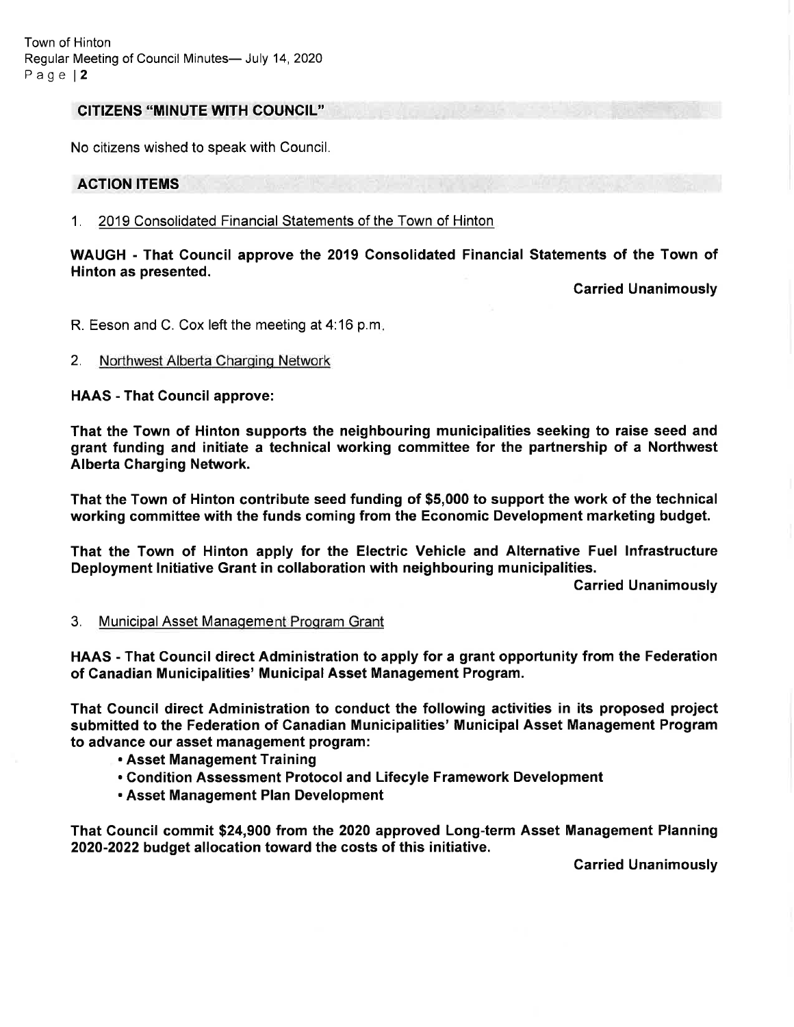## CITIZENS "MINUTE WITH COUNCIL"

No citizens wished to speak with Council.

## ACTION ITEMS

1. 2019 Consolidated Financial Statements of the Town of Hinton

**WAUGH - That Council approve the 2019 Consolidated Financial Statements of the Town of Hinton as presented.**

**Carried Unanimously**

R. Eeson and C. Cox left the meeting at 4:16 p.m.

2. Northwest Alberta Charging Network

**HAAS - That Council approve:**

**That the Town of Hinton supports the neighbouring municipalities seeking to raise seed and grant funding and initiate a technical working committee for the partnership of a Northwest Alberta Charging Network.**

**That the Town of Hinton contribute seed funding of $5,000 to support the work of the technical working committee with the funds coming from the Economic Development marketing budget.**

**That the Town of Hinton apply for the Electric Vehicle and Alternative Fuel Infrastructure Deployment Initiative Grant in collaboration with neighbouring municipalities.**

**Carried Unanimously**

3. Municipal Asset Management Program Grant

**HAAS - That Council direct Administration to apply for a grant opportunity from the Federation of Canadian Municipalities' Municipal Asset Management Program.**

**That Council direct Administration to conduct the following activities in its proposed project submitted to the Federation of Canadian Municipalities' Municipal Asset Management Program to advance our asset management program:**

- **Asset Management Training**
- **Condition Assessment Protocol and Lifecyle Framework Development**
- **Asset Management Plan Development**

**That Council commit $24,900 from the 2020 approved Long-term Asset Management Planning 2020-2022 budget allocation toward the costs of this initiative.**

**Carried Unanimously**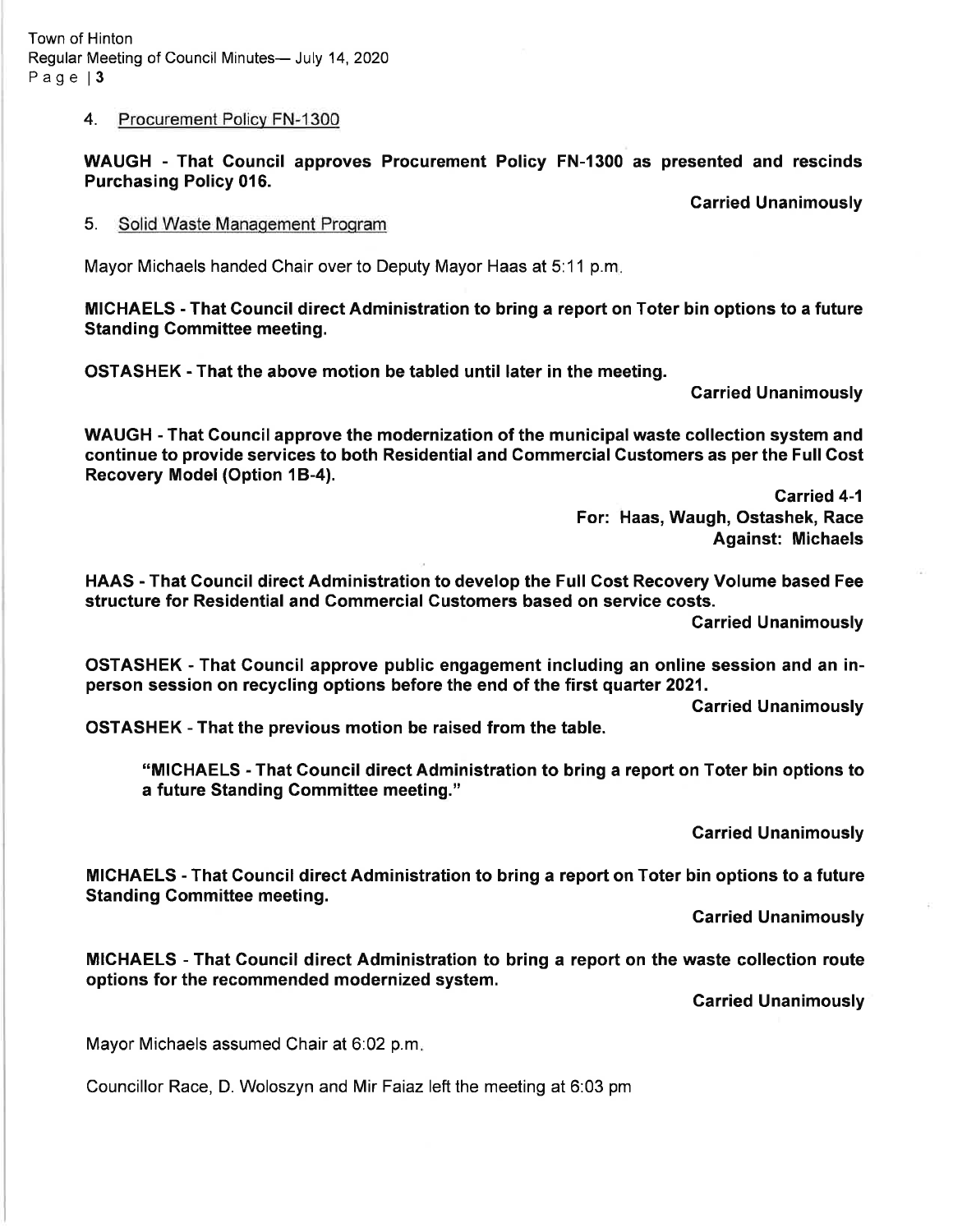4. Procurement Policy FN-1300

**WAUGH - That Council approves Procurement Policy FN-1300 as presented and rescinds Purchasing Policy 016.**

**Carried Unanimously**

5. Solid Waste Management Program

Mayor Michaels handed Chair over to Deputy Mayor Haas at 5:11 p.m.

**MICHAELS - That Council direct Administration to bring a report on Toter bin options to a future Standing Committee meeting.**

**OSTASHEK - That the above motion be tabled until later in the meeting.**

**Carried Unanimously**

**WAUGH - That Council approve the modernization of the municipal waste collection system and continue to provide services to both Residential and Commercial Customers as per the Full Cost Recovery Model (Option 1B-4).**

**Carried 4-1**
**For: Haas, Waugh, Ostashek, Race**
**Against: Michaels**

**HAAS - That Council direct Administration to develop the Full Cost Recovery Volume based Fee structure for Residential and Commercial Customers based on service costs.**

**Carried Unanimously**

**OSTASHEK - That Council approve public engagement including an online session and an in-person session on recycling options before the end of the first quarter 2021.**

**Carried Unanimously**

**OSTASHEK - That the previous motion be raised from the table.**

> **"MICHAELS - That Council direct Administration to bring a report on Toter bin options to a future Standing Committee meeting."**

**Carried Unanimously**

**MICHAELS - That Council direct Administration to bring a report on Toter bin options to a future Standing Committee meeting.**

**Carried Unanimously**

**MICHAELS - That Council direct Administration to bring a report on the waste collection route options for the recommended modernized system.**

**Carried Unanimously**

Mayor Michaels assumed Chair at 6:02 p.m.

Councillor Race, D. Woloszyn and Mir Faiaz left the meeting at 6:03 pm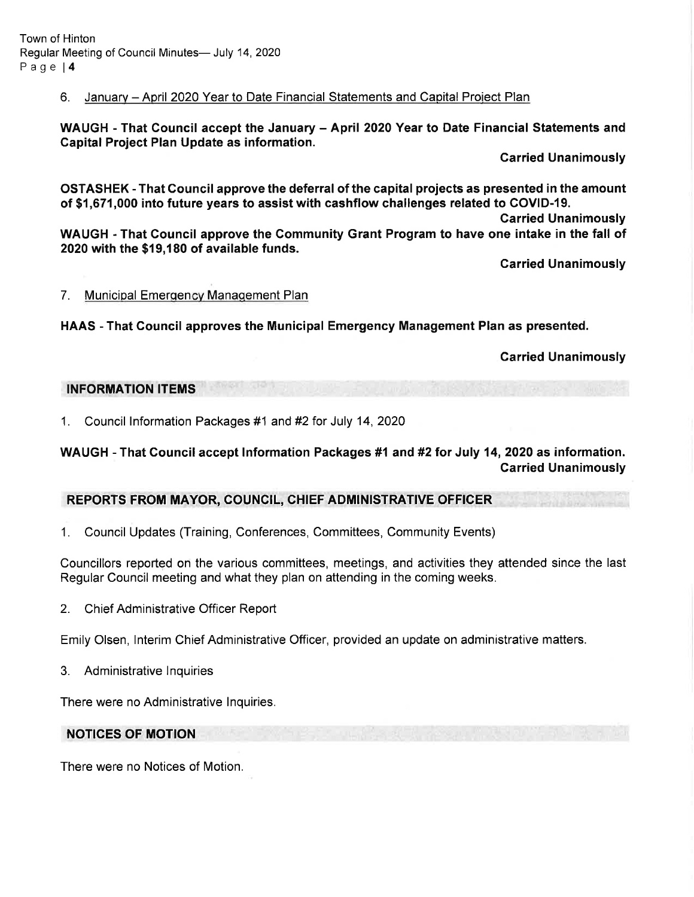6. January – April 2020 Year to Date Financial Statements and Capital Project Plan

**WAUGH - That Council accept the January – April 2020 Year to Date Financial Statements and Capital Project Plan Update as information.**

**Carried Unanimously**

**OSTASHEK - That Council approve the deferral of the capital projects as presented in the amount of $1,671,000 into future years to assist with cashflow challenges related to COVID-19.**

**Carried Unanimously**

**WAUGH - That Council approve the Community Grant Program to have one intake in the fall of 2020 with the $19,180 of available funds.**

**Carried Unanimously**

7. Municipal Emergency Management Plan

**HAAS - That Council approves the Municipal Emergency Management Plan as presented.**

**Carried Unanimously**

## INFORMATION ITEMS

1. Council Information Packages #1 and #2 for July 14, 2020

**WAUGH - That Council accept Information Packages #1 and #2 for July 14, 2020 as information.**

**Carried Unanimously**

## REPORTS FROM MAYOR, COUNCIL, CHIEF ADMINISTRATIVE OFFICER

1. Council Updates (Training, Conferences, Committees, Community Events)

Councillors reported on the various committees, meetings, and activities they attended since the last Regular Council meeting and what they plan on attending in the coming weeks.

2. Chief Administrative Officer Report

Emily Olsen, Interim Chief Administrative Officer, provided an update on administrative matters.

3. Administrative Inquiries

There were no Administrative Inquiries.

## NOTICES OF MOTION

There were no Notices of Motion.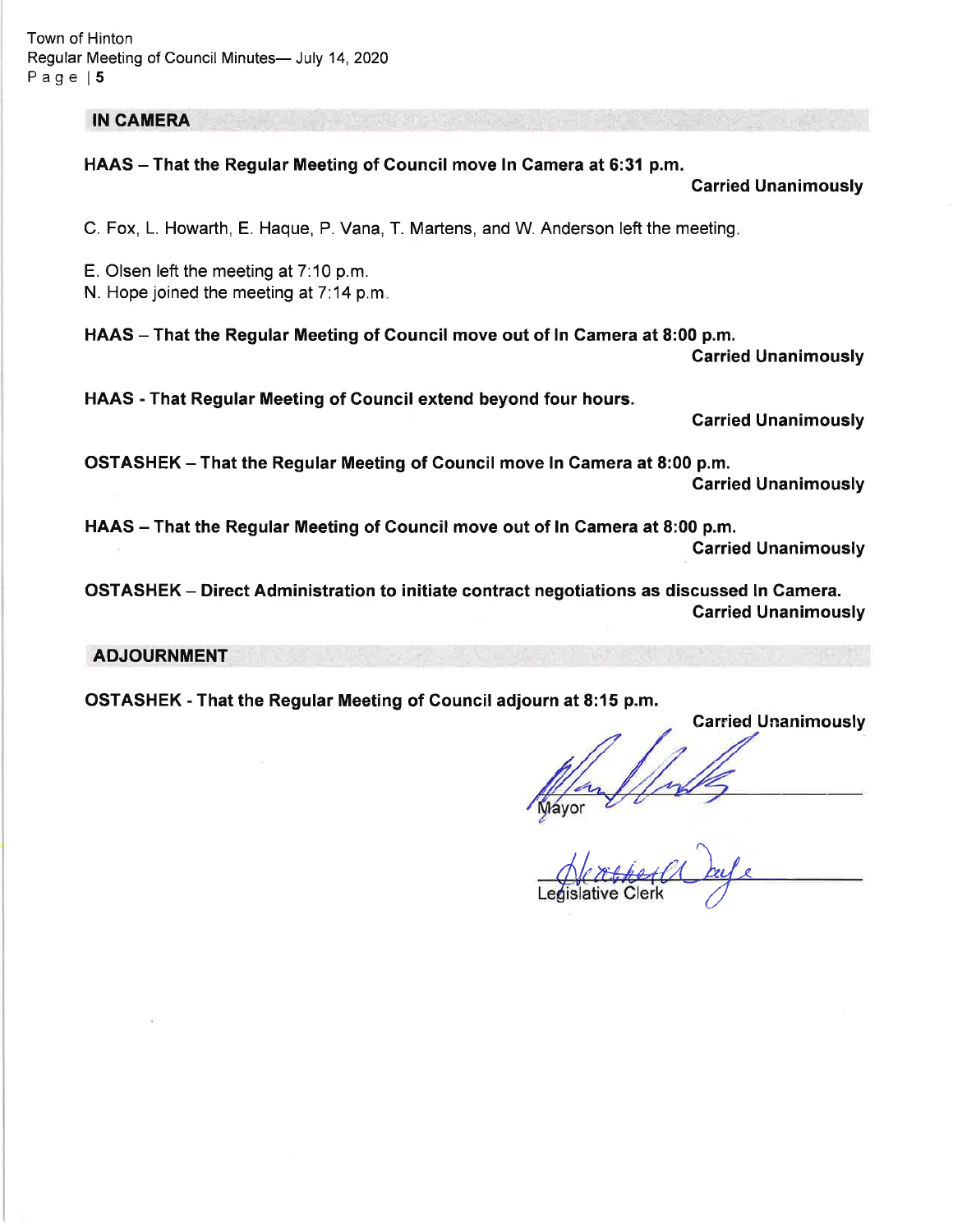## IN CAMERA

**HAAS – That the Regular Meeting of Council move In Camera at 6:31 p.m.**
**Carried Unanimously**

C. Fox, L. Howarth, E. Haque, P. Vana, T. Martens, and W. Anderson left the meeting.

E. Olsen left the meeting at 7:10 p.m.
N. Hope joined the meeting at 7:14 p.m.

**HAAS – That the Regular Meeting of Council move out of In Camera at 8:00 p.m.**
**Carried Unanimously**

**HAAS - That Regular Meeting of Council extend beyond four hours.**
**Carried Unanimously**

**OSTASHEK – That the Regular Meeting of Council move In Camera at 8:00 p.m.**
**Carried Unanimously**

**HAAS – That the Regular Meeting of Council move out of In Camera at 8:00 p.m.**
**Carried Unanimously**

**OSTASHEK – Direct Administration to initiate contract negotiations as discussed In Camera.**
**Carried Unanimously**

## ADJOURNMENT

**OSTASHEK - That the Regular Meeting of Council adjourn at 8:15 p.m.**
**Carried Unanimously**

Mayor

Legislative Clerk